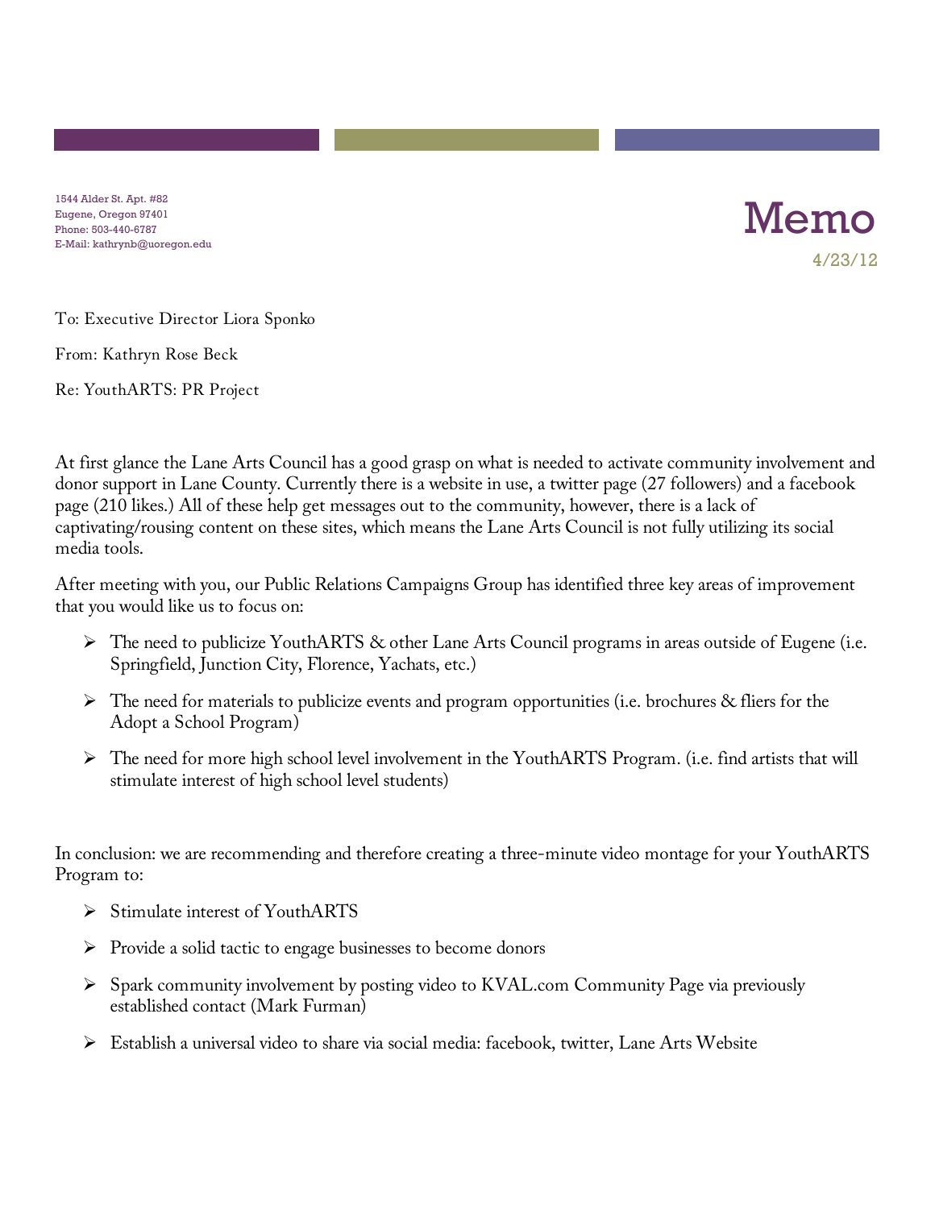1544 Alder St. Apt. #82
Eugene, Oregon 97401
Phone: 503-440-6787
E-Mail: kathrynb@uoregon.edu

# Memo

4/23/12

To: Executive Director Liora Sponko

From: Kathryn Rose Beck

Re: YouthARTS: PR Project

At first glance the Lane Arts Council has a good grasp on what is needed to activate community involvement and donor support in Lane County. Currently there is a website in use, a twitter page (27 followers) and a facebook page (210 likes.) All of these help get messages out to the community, however, there is a lack of captivating/rousing content on these sites, which means the Lane Arts Council is not fully utilizing its social media tools.

After meeting with you, our Public Relations Campaigns Group has identified three key areas of improvement that you would like us to focus on:

- The need to publicize YouthARTS & other Lane Arts Council programs in areas outside of Eugene (i.e. Springfield, Junction City, Florence, Yachats, etc.)
- The need for materials to publicize events and program opportunities (i.e. brochures & fliers for the Adopt a School Program)
- The need for more high school level involvement in the YouthARTS Program. (i.e. find artists that will stimulate interest of high school level students)

In conclusion: we are recommending and therefore creating a three-minute video montage for your YouthARTS Program to:

- Stimulate interest of YouthARTS
- Provide a solid tactic to engage businesses to become donors
- Spark community involvement by posting video to KVAL.com Community Page via previously established contact (Mark Furman)
- Establish a universal video to share via social media: facebook, twitter, Lane Arts Website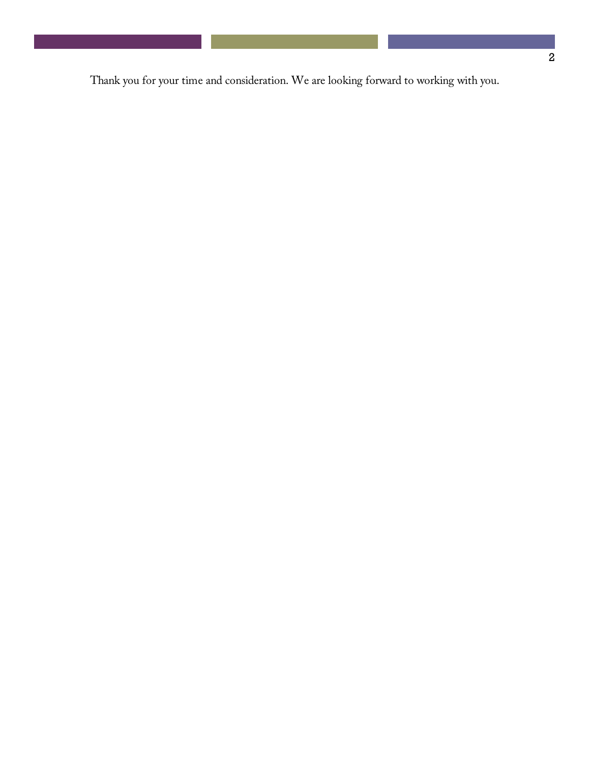Thank you for your time and consideration. We are looking forward to working with you.